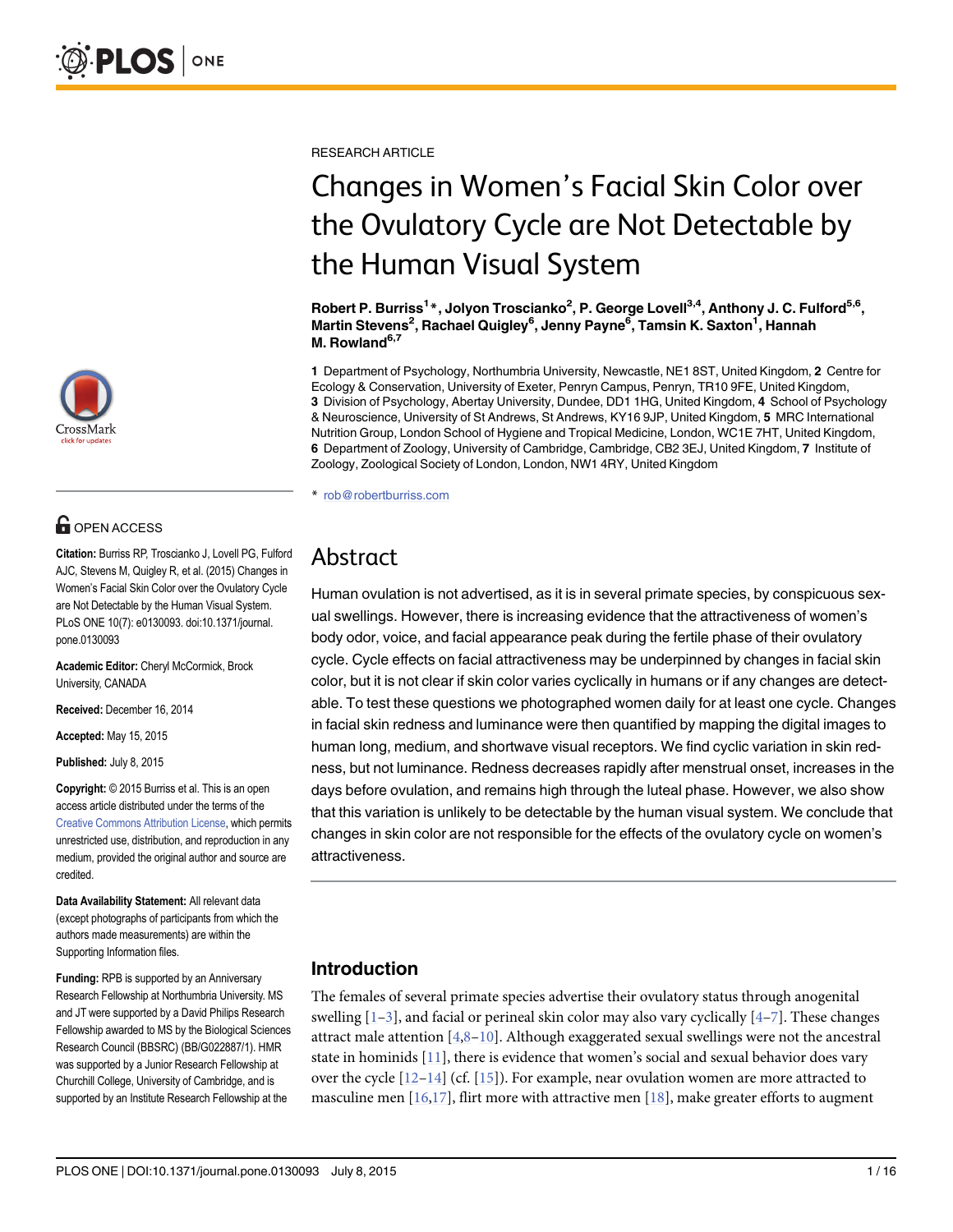RESEARCH ARTICLE

# Changes in Women's Facial Skin Color over the Ovulatory Cycle are Not Detectable by the Human Visual System

**Robert P. Burriss[1]*, Jolyon Troscianko[2], P. George Lovell[3,4], Anthony J. C. Fulford[5,6], Martin Stevens[2], Rachael Quigley[6], Jenny Payne[6], Tamsin K. Saxton[1], Hannah M. Rowland[6,7]**

**1** Department of Psychology, Northumbria University, Newcastle, NE1 8ST, United Kingdom, **2** Centre for Ecology & Conservation, University of Exeter, Penryn Campus, Penryn, TR10 9FE, United Kingdom, **3** Division of Psychology, Abertay University, Dundee, DD1 1HG, United Kingdom, **4** School of Psychology & Neuroscience, University of St Andrews, St Andrews, KY16 9JP, United Kingdom, **5** MRC International Nutrition Group, London School of Hygiene and Tropical Medicine, London, WC1E 7HT, United Kingdom, **6** Department of Zoology, University of Cambridge, Cambridge, CB2 3EJ, United Kingdom, **7** Institute of Zoology, Zoological Society of London, London, NW1 4RY, United Kingdom

* rob@robertburriss.com

OPEN ACCESS

**Citation:** Burriss RP, Troscianko J, Lovell PG, Fulford AJC, Stevens M, Quigley R, et al. (2015) Changes in Women's Facial Skin Color over the Ovulatory Cycle are Not Detectable by the Human Visual System. PLoS ONE 10(7): e0130093. doi:10.1371/journal.pone.0130093

**Academic Editor:** Cheryl McCormick, Brock University, CANADA

**Received:** December 16, 2014

**Accepted:** May 15, 2015

**Published:** July 8, 2015

**Copyright:** © 2015 Burriss et al. This is an open access article distributed under the terms of the Creative Commons Attribution License, which permits unrestricted use, distribution, and reproduction in any medium, provided the original author and source are credited.

**Data Availability Statement:** All relevant data (except photographs of participants from which the authors made measurements) are within the Supporting Information files.

**Funding:** RPB is supported by an Anniversary Research Fellowship at Northumbria University. MS and JT were supported by a David Philips Research Fellowship awarded to MS by the Biological Sciences Research Council (BBSRC) (BB/G022887/1). HMR was supported by a Junior Research Fellowship at Churchill College, University of Cambridge, and is supported by an Institute Research Fellowship at the

## Abstract

Human ovulation is not advertised, as it is in several primate species, by conspicuous sexual swellings. However, there is increasing evidence that the attractiveness of women's body odor, voice, and facial appearance peak during the fertile phase of their ovulatory cycle. Cycle effects on facial attractiveness may be underpinned by changes in facial skin color, but it is not clear if skin color varies cyclically in humans or if any changes are detectable. To test these questions we photographed women daily for at least one cycle. Changes in facial skin redness and luminance were then quantified by mapping the digital images to human long, medium, and shortwave visual receptors. We find cyclic variation in skin redness, but not luminance. Redness decreases rapidly after menstrual onset, increases in the days before ovulation, and remains high through the luteal phase. However, we also show that this variation is unlikely to be detectable by the human visual system. We conclude that changes in skin color are not responsible for the effects of the ovulatory cycle on women's attractiveness.

## Introduction

The females of several primate species advertise their ovulatory status through anogenital swelling [1–3], and facial or perineal skin color may also vary cyclically [4–7]. These changes attract male attention [4,8–10]. Although exaggerated sexual swellings were not the ancestral state in hominids [11], there is evidence that women's social and sexual behavior does vary over the cycle [12–14] (cf. [15]). For example, near ovulation women are more attracted to masculine men [16,17], flirt more with attractive men [18], make greater efforts to augment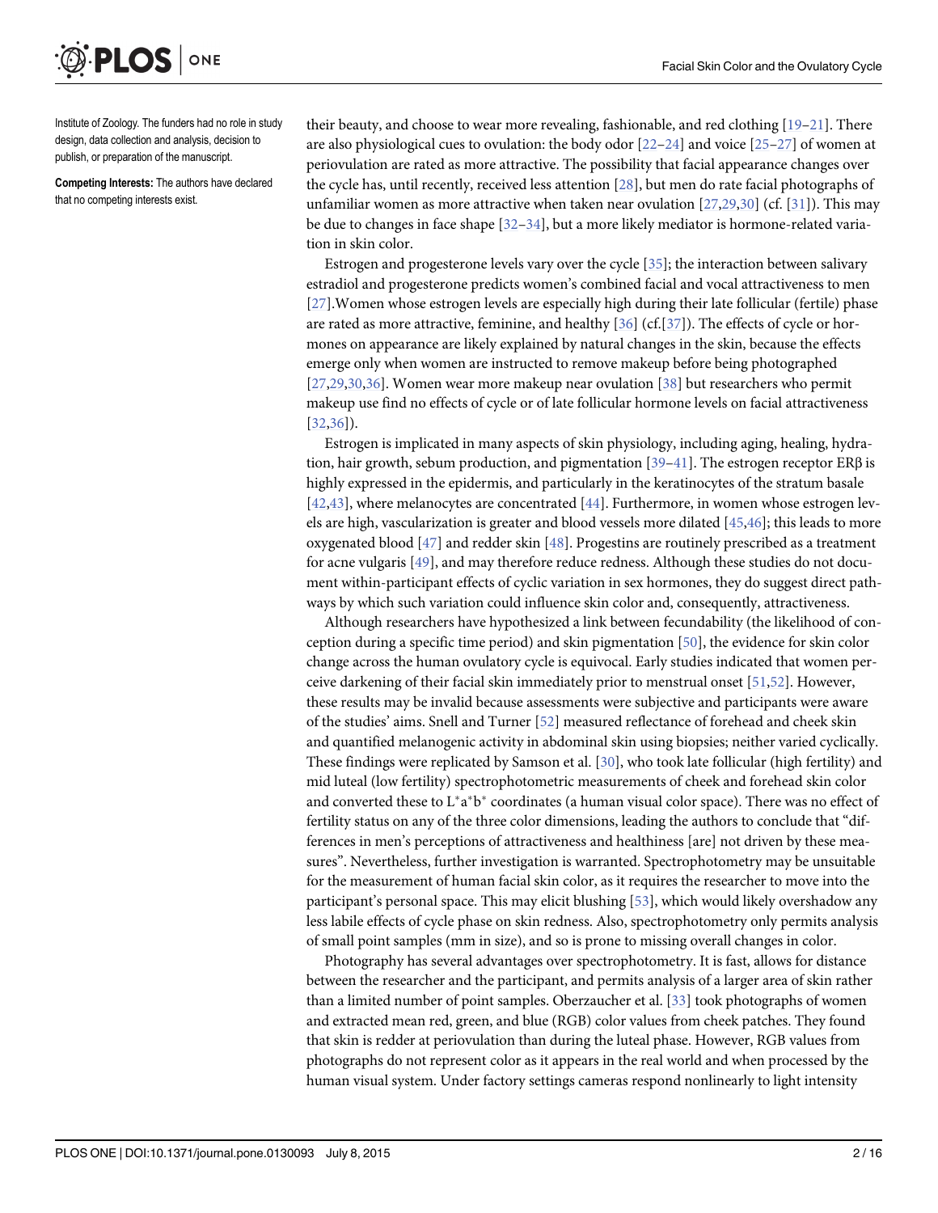Institute of Zoology. The funders had no role in study design, data collection and analysis, decision to publish, or preparation of the manuscript.

**Competing Interests:** The authors have declared that no competing interests exist.

their beauty, and choose to wear more revealing, fashionable, and red clothing [19–21]. There are also physiological cues to ovulation: the body odor [22–24] and voice [25–27] of women at periovulation are rated as more attractive. The possibility that facial appearance changes over the cycle has, until recently, received less attention [28], but men do rate facial photographs of unfamiliar women as more attractive when taken near ovulation [27,29,30] (cf. [31]). This may be due to changes in face shape [32–34], but a more likely mediator is hormone-related variation in skin color.

Estrogen and progesterone levels vary over the cycle [35]; the interaction between salivary estradiol and progesterone predicts women's combined facial and vocal attractiveness to men [27].Women whose estrogen levels are especially high during their late follicular (fertile) phase are rated as more attractive, feminine, and healthy [36] (cf.[37]). The effects of cycle or hormones on appearance are likely explained by natural changes in the skin, because the effects emerge only when women are instructed to remove makeup before being photographed [27,29,30,36]. Women wear more makeup near ovulation [38] but researchers who permit makeup use find no effects of cycle or of late follicular hormone levels on facial attractiveness [32,36]).

Estrogen is implicated in many aspects of skin physiology, including aging, healing, hydration, hair growth, sebum production, and pigmentation [39–41]. The estrogen receptor ERβ is highly expressed in the epidermis, and particularly in the keratinocytes of the stratum basale [42,43], where melanocytes are concentrated [44]. Furthermore, in women whose estrogen levels are high, vascularization is greater and blood vessels more dilated [45,46]; this leads to more oxygenated blood [47] and redder skin [48]. Progestins are routinely prescribed as a treatment for acne vulgaris [49], and may therefore reduce redness. Although these studies do not document within-participant effects of cyclic variation in sex hormones, they do suggest direct pathways by which such variation could influence skin color and, consequently, attractiveness.

Although researchers have hypothesized a link between fecundability (the likelihood of conception during a specific time period) and skin pigmentation [50], the evidence for skin color change across the human ovulatory cycle is equivocal. Early studies indicated that women perceive darkening of their facial skin immediately prior to menstrual onset [51,52]. However, these results may be invalid because assessments were subjective and participants were aware of the studies' aims. Snell and Turner [52] measured reflectance of forehead and cheek skin and quantified melanogenic activity in abdominal skin using biopsies; neither varied cyclically. These findings were replicated by Samson et al. [30], who took late follicular (high fertility) and mid luteal (low fertility) spectrophotometric measurements of cheek and forehead skin color and converted these to $L^*a^*b^*$ coordinates (a human visual color space). There was no effect of fertility status on any of the three color dimensions, leading the authors to conclude that "differences in men's perceptions of attractiveness and healthiness [are] not driven by these measures". Nevertheless, further investigation is warranted. Spectrophotometry may be unsuitable for the measurement of human facial skin color, as it requires the researcher to move into the participant's personal space. This may elicit blushing [53], which would likely overshadow any less labile effects of cycle phase on skin redness. Also, spectrophotometry only permits analysis of small point samples (mm in size), and so is prone to missing overall changes in color.

Photography has several advantages over spectrophotometry. It is fast, allows for distance between the researcher and the participant, and permits analysis of a larger area of skin rather than a limited number of point samples. Oberzaucher et al. [33] took photographs of women and extracted mean red, green, and blue (RGB) color values from cheek patches. They found that skin is redder at periovulation than during the luteal phase. However, RGB values from photographs do not represent color as it appears in the real world and when processed by the human visual system. Under factory settings cameras respond nonlinearly to light intensity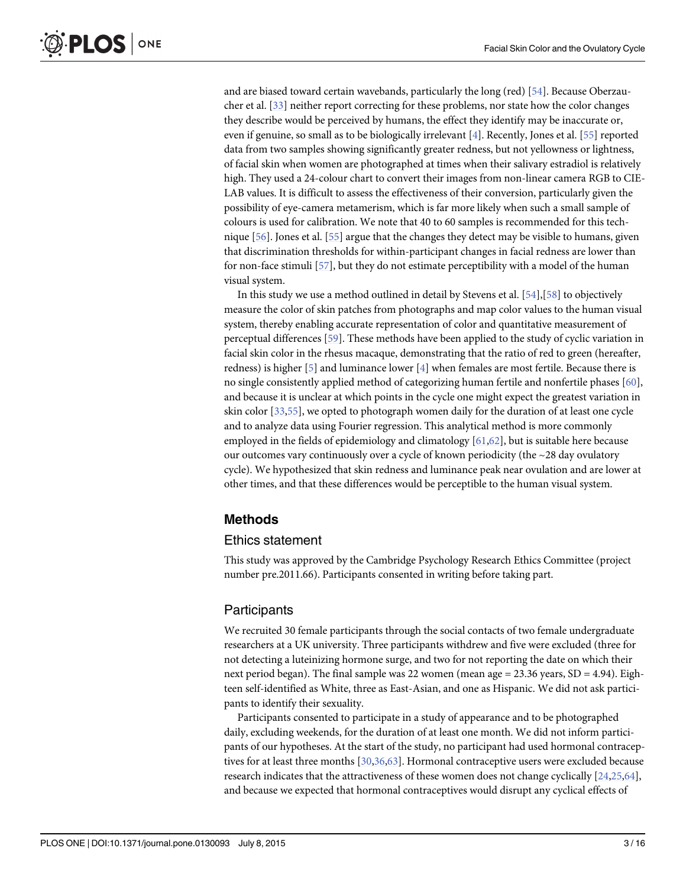and are biased toward certain wavebands, particularly the long (red) [54]. Because Oberzaucher et al. [33] neither report correcting for these problems, nor state how the color changes they describe would be perceived by humans, the effect they identify may be inaccurate or, even if genuine, so small as to be biologically irrelevant [4]. Recently, Jones et al. [55] reported data from two samples showing significantly greater redness, but not yellowness or lightness, of facial skin when women are photographed at times when their salivary estradiol is relatively high. They used a 24-colour chart to convert their images from non-linear camera RGB to CIE-LAB values. It is difficult to assess the effectiveness of their conversion, particularly given the possibility of eye-camera metamerism, which is far more likely when such a small sample of colours is used for calibration. We note that 40 to 60 samples is recommended for this technique [56]. Jones et al. [55] argue that the changes they detect may be visible to humans, given that discrimination thresholds for within-participant changes in facial redness are lower than for non-face stimuli [57], but they do not estimate perceptibility with a model of the human visual system.

In this study we use a method outlined in detail by Stevens et al. [54],[58] to objectively measure the color of skin patches from photographs and map color values to the human visual system, thereby enabling accurate representation of color and quantitative measurement of perceptual differences [59]. These methods have been applied to the study of cyclic variation in facial skin color in the rhesus macaque, demonstrating that the ratio of red to green (hereafter, redness) is higher [5] and luminance lower [4] when females are most fertile. Because there is no single consistently applied method of categorizing human fertile and nonfertile phases [60], and because it is unclear at which points in the cycle one might expect the greatest variation in skin color [33,55], we opted to photograph women daily for the duration of at least one cycle and to analyze data using Fourier regression. This analytical method is more commonly employed in the fields of epidemiology and climatology [61,62], but is suitable here because our outcomes vary continuously over a cycle of known periodicity (the ~28 day ovulatory cycle). We hypothesized that skin redness and luminance peak near ovulation and are lower at other times, and that these differences would be perceptible to the human visual system.

## Methods

### Ethics statement

This study was approved by the Cambridge Psychology Research Ethics Committee (project number pre.2011.66). Participants consented in writing before taking part.

### Participants

We recruited 30 female participants through the social contacts of two female undergraduate researchers at a UK university. Three participants withdrew and five were excluded (three for not detecting a luteinizing hormone surge, and two for not reporting the date on which their next period began). The final sample was 22 women (mean age = 23.36 years, SD = 4.94). Eighteen self-identified as White, three as East-Asian, and one as Hispanic. We did not ask participants to identify their sexuality.

Participants consented to participate in a study of appearance and to be photographed daily, excluding weekends, for the duration of at least one month. We did not inform participants of our hypotheses. At the start of the study, no participant had used hormonal contraceptives for at least three months [30,36,63]. Hormonal contraceptive users were excluded because research indicates that the attractiveness of these women does not change cyclically [24,25,64], and because we expected that hormonal contraceptives would disrupt any cyclical effects of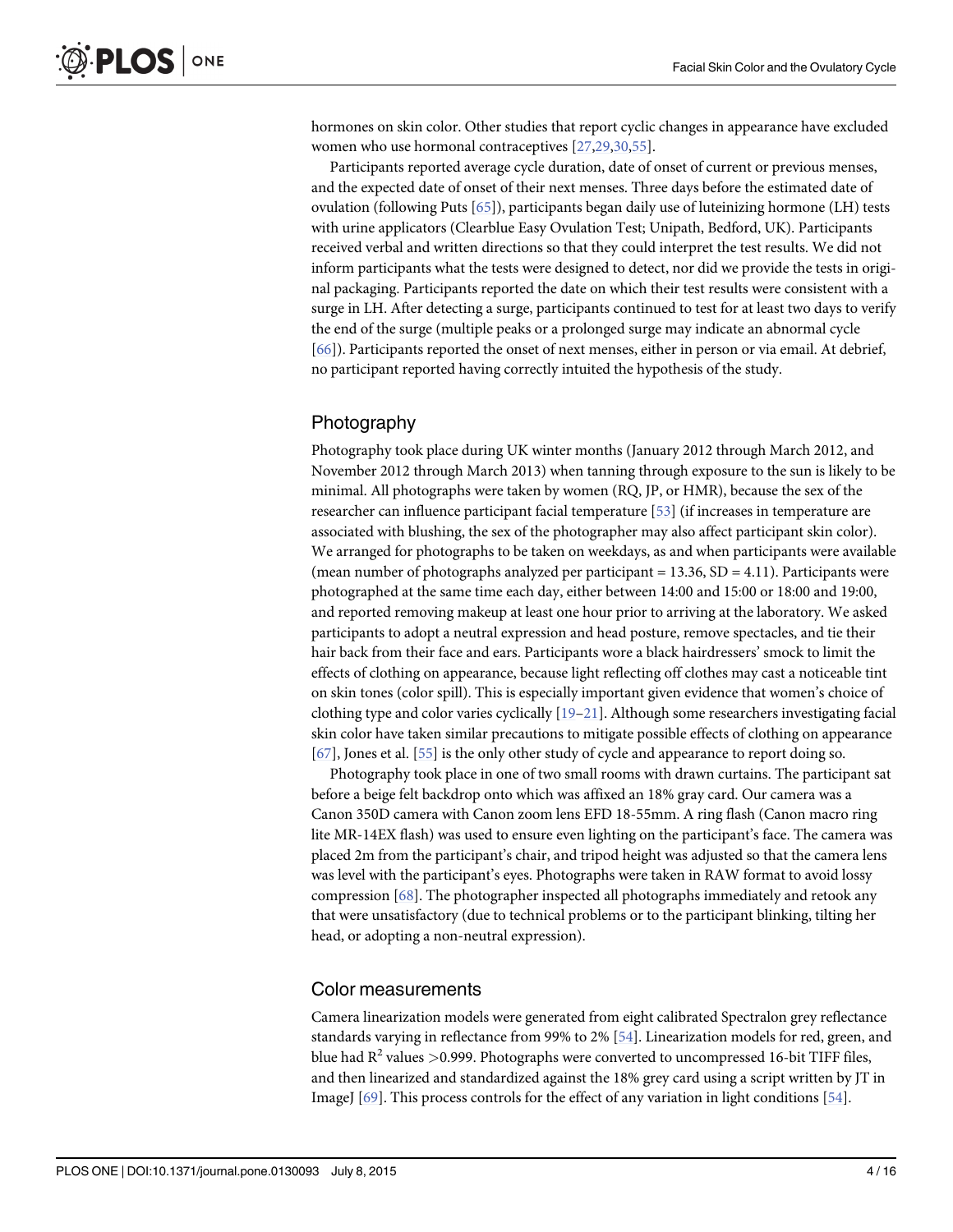hormones on skin color. Other studies that report cyclic changes in appearance have excluded women who use hormonal contraceptives [27,29,30,55].

Participants reported average cycle duration, date of onset of current or previous menses, and the expected date of onset of their next menses. Three days before the estimated date of ovulation (following Puts [65]), participants began daily use of luteinizing hormone (LH) tests with urine applicators (Clearblue Easy Ovulation Test; Unipath, Bedford, UK). Participants received verbal and written directions so that they could interpret the test results. We did not inform participants what the tests were designed to detect, nor did we provide the tests in original packaging. Participants reported the date on which their test results were consistent with a surge in LH. After detecting a surge, participants continued to test for at least two days to verify the end of the surge (multiple peaks or a prolonged surge may indicate an abnormal cycle [66]). Participants reported the onset of next menses, either in person or via email. At debrief, no participant reported having correctly intuited the hypothesis of the study.

## Photography

Photography took place during UK winter months (January 2012 through March 2012, and November 2012 through March 2013) when tanning through exposure to the sun is likely to be minimal. All photographs were taken by women (RQ, JP, or HMR), because the sex of the researcher can influence participant facial temperature [53] (if increases in temperature are associated with blushing, the sex of the photographer may also affect participant skin color). We arranged for photographs to be taken on weekdays, as and when participants were available (mean number of photographs analyzed per participant = 13.36, SD = 4.11). Participants were photographed at the same time each day, either between 14:00 and 15:00 or 18:00 and 19:00, and reported removing makeup at least one hour prior to arriving at the laboratory. We asked participants to adopt a neutral expression and head posture, remove spectacles, and tie their hair back from their face and ears. Participants wore a black hairdressers' smock to limit the effects of clothing on appearance, because light reflecting off clothes may cast a noticeable tint on skin tones (color spill). This is especially important given evidence that women's choice of clothing type and color varies cyclically [19–21]. Although some researchers investigating facial skin color have taken similar precautions to mitigate possible effects of clothing on appearance [67], Jones et al. [55] is the only other study of cycle and appearance to report doing so.

Photography took place in one of two small rooms with drawn curtains. The participant sat before a beige felt backdrop onto which was affixed an 18% gray card. Our camera was a Canon 350D camera with Canon zoom lens EFD 18-55mm. A ring flash (Canon macro ring lite MR-14EX flash) was used to ensure even lighting on the participant's face. The camera was placed 2m from the participant's chair, and tripod height was adjusted so that the camera lens was level with the participant's eyes. Photographs were taken in RAW format to avoid lossy compression [68]. The photographer inspected all photographs immediately and retook any that were unsatisfactory (due to technical problems or to the participant blinking, tilting her head, or adopting a non-neutral expression).

## Color measurements

Camera linearization models were generated from eight calibrated Spectralon grey reflectance standards varying in reflectance from 99% to 2% [54]. Linearization models for red, green, and blue had $R^2$ values $>0.999$. Photographs were converted to uncompressed 16-bit TIFF files, and then linearized and standardized against the 18% grey card using a script written by JT in ImageJ [69]. This process controls for the effect of any variation in light conditions [54].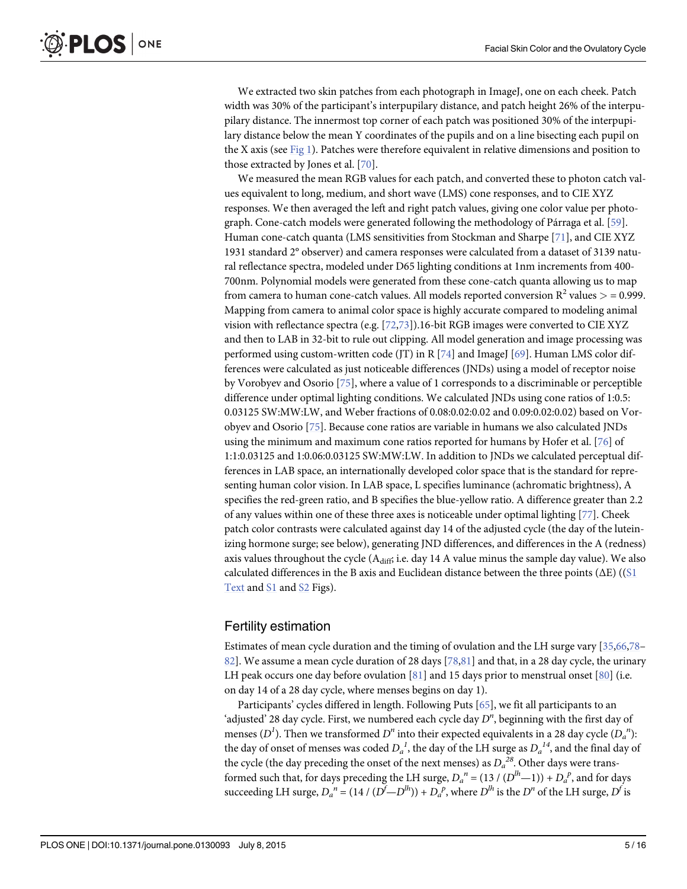We extracted two skin patches from each photograph in ImageJ, one on each cheek. Patch width was 30% of the participant's interpupillary distance, and patch height 26% of the interpupillary distance. The innermost top corner of each patch was positioned 30% of the interpupillary distance below the mean Y coordinates of the pupils and on a line bisecting each pupil on the X axis (see Fig 1). Patches were therefore equivalent in relative dimensions and position to those extracted by Jones et al. [70].

We measured the mean RGB values for each patch, and converted these to photon catch values equivalent to long, medium, and short wave (LMS) cone responses, and to CIE XYZ responses. We then averaged the left and right patch values, giving one color value per photograph. Cone-catch models were generated following the methodology of Párraga et al. [59]. Human cone-catch quanta (LMS sensitivities from Stockman and Sharpe [71], and CIE XYZ 1931 standard 2° observer) and camera responses were calculated from a dataset of 3139 natural reflectance spectra, modeled under D65 lighting conditions at 1nm increments from 400-700nm. Polynomial models were generated from these cone-catch quanta allowing us to map from camera to human cone-catch values. All models reported conversion $R^2$ values > = 0.999. Mapping from camera to animal color space is highly accurate compared to modeling animal vision with reflectance spectra (e.g. [72,73]).16-bit RGB images were converted to CIE XYZ and then to LAB in 32-bit to rule out clipping. All model generation and image processing was performed using custom-written code (JT) in R [74] and ImageJ [69]. Human LMS color differences were calculated as just noticeable differences (JNDs) using a model of receptor noise by Vorobyev and Osorio [75], where a value of 1 corresponds to a discriminable or perceptible difference under optimal lighting conditions. We calculated JNDs using cone ratios of 1:0.5: 0.03125 SW:MW:LW, and Weber fractions of 0.08:0.02:0.02 and 0.09:0.02:0.02) based on Vorobyev and Osorio [75]. Because cone ratios are variable in humans we also calculated JNDs using the minimum and maximum cone ratios reported for humans by Hofer et al. [76] of 1:1:0.03125 and 1:0.06:0.03125 SW:MW:LW. In addition to JNDs we calculated perceptual differences in LAB space, an internationally developed color space that is the standard for representing human color vision. In LAB space, L specifies luminance (achromatic brightness), A specifies the red-green ratio, and B specifies the blue-yellow ratio. A difference greater than 2.2 of any values within one of these three axes is noticeable under optimal lighting [77]. Cheek patch color contrasts were calculated against day 14 of the adjusted cycle (the day of the luteinizing hormone surge; see below), generating JND differences, and differences in the A (redness) axis values throughout the cycle ($A_{diff}$; i.e. day 14 A value minus the sample day value). We also calculated differences in the B axis and Euclidean distance between the three points (ΔE) ((S1 Text and S1 and S2 Figs).

## Fertility estimation

Estimates of mean cycle duration and the timing of ovulation and the LH surge vary [35,66,78–82]. We assume a mean cycle duration of 28 days [78,81] and that, in a 28 day cycle, the urinary LH peak occurs one day before ovulation [81] and 15 days prior to menstrual onset [80] (i.e. on day 14 of a 28 day cycle, where menses begins on day 1).

Participants' cycles differed in length. Following Puts [65], we fit all participants to an 'adjusted' 28 day cycle. First, we numbered each cycle day $D^n$, beginning with the first day of menses ($D^1$). Then we transformed $D^n$ into their expected equivalents in a 28 day cycle ($D_a^{\,n}$): the day of onset of menses was coded $D_a^{\,1}$, the day of the LH surge as $D_a^{\,14}$, and the final day of the cycle (the day preceding the onset of the next menses) as $D_a^{\,28}$. Other days were transformed such that, for days preceding the LH surge, $D_a^{\,n} = (13 / (D^{lh}—1)) + D_a^{\,p}$, and for days succeeding LH surge, $D_a^{\,n} = (14 / (D^{f}—D^{lh})) + D_a^{\,p}$, where $D^{lh}$ is the $D^n$ of the LH surge, $D^f$ is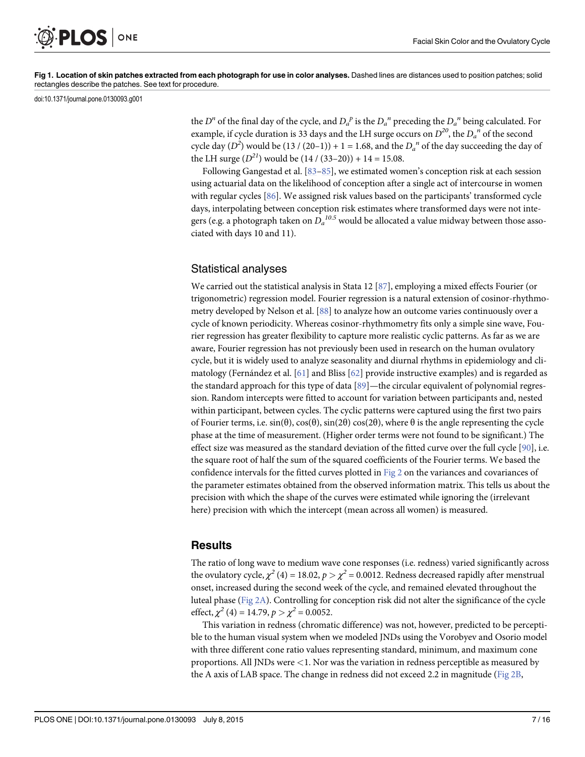**Fig 1. Location of skin patches extracted from each photograph for use in color analyses.** Dashed lines are distances used to position patches; solid rectangles describe the patches. See text for procedure.

doi:10.1371/journal.pone.0130093.g001

the $D^n$ of the final day of the cycle, and $D_a^p$ is the $D_a^n$ preceding the $D_a^n$ being calculated. For example, if cycle duration is 33 days and the LH surge occurs on $D^{20}$, the $D_a^n$ of the second cycle day ($D^2$) would be (13 / (20–1)) + 1 = 1.68, and the $D_a^n$ of the day succeeding the day of the LH surge ($D^{21}$) would be (14 / (33–20)) + 14 = 15.08.

Following Gangestad et al. [83–85], we estimated women's conception risk at each session using actuarial data on the likelihood of conception after a single act of intercourse in women with regular cycles [86]. We assigned risk values based on the participants' transformed cycle days, interpolating between conception risk estimates where transformed days were not integers (e.g. a photograph taken on $D_a^{10.5}$ would be allocated a value midway between those associated with days 10 and 11).

## Statistical analyses

We carried out the statistical analysis in Stata 12 [87], employing a mixed effects Fourier (or trigonometric) regression model. Fourier regression is a natural extension of cosinor-rhythmometry developed by Nelson et al. [88] to analyze how an outcome varies continuously over a cycle of known periodicity. Whereas cosinor-rhythmometry fits only a simple sine wave, Fourier regression has greater flexibility to capture more realistic cyclic patterns. As far as we are aware, Fourier regression has not previously been used in research on the human ovulatory cycle, but it is widely used to analyze seasonality and diurnal rhythms in epidemiology and climatology (Fernández et al. [61] and Bliss [62] provide instructive examples) and is regarded as the standard approach for this type of data [89]—the circular equivalent of polynomial regression. Random intercepts were fitted to account for variation between participants and, nested within participant, between cycles. The cyclic patterns were captured using the first two pairs of Fourier terms, i.e. sin(θ), cos(θ), sin(2θ) cos(2θ), where θ is the angle representing the cycle phase at the time of measurement. (Higher order terms were not found to be significant.) The effect size was measured as the standard deviation of the fitted curve over the full cycle [90], i.e. the square root of half the sum of the squared coefficients of the Fourier terms. We based the confidence intervals for the fitted curves plotted in Fig 2 on the variances and covariances of the parameter estimates obtained from the observed information matrix. This tells us about the precision with which the shape of the curves were estimated while ignoring the (irrelevant here) precision with which the intercept (mean across all women) is measured.

## Results

The ratio of long wave to medium wave cone responses (i.e. redness) varied significantly across the ovulatory cycle, $\chi^2(4) = 18.02$, $p > \chi^2 = 0.0012$. Redness decreased rapidly after menstrual onset, increased during the second week of the cycle, and remained elevated throughout the luteal phase (Fig 2A). Controlling for conception risk did not alter the significance of the cycle effect, $\chi^2(4) = 14.79$, $p > \chi^2 = 0.0052$.

This variation in redness (chromatic difference) was not, however, predicted to be perceptible to the human visual system when we modeled JNDs using the Vorobyev and Osorio model with three different cone ratio values representing standard, minimum, and maximum cone proportions. All JNDs were <1. Nor was the variation in redness perceptible as measured by the A axis of LAB space. The change in redness did not exceed 2.2 in magnitude (Fig 2B,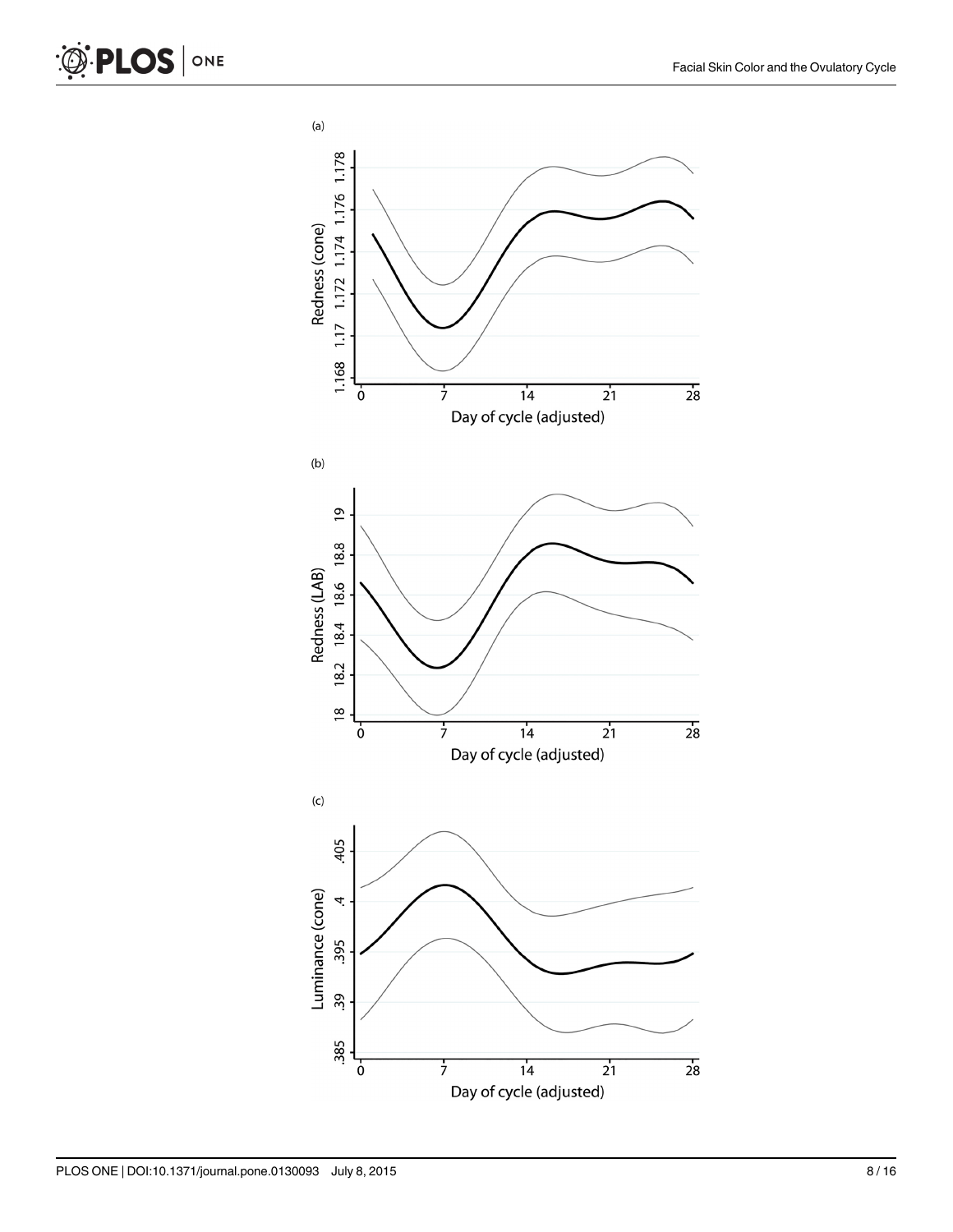(a)

Redness (cone)

1.168 1.17 1.172 1.174 1.176 1.178

0 7 14 21 28

Day of cycle (adjusted)

(b)

Redness (LAB)

18 18.2 18.4 18.6 18.8 19

0 7 14 21 28

Day of cycle (adjusted)

(c)

Luminance (cone)

.385 .39 .395 .4 .405

0 7 14 21 28

Day of cycle (adjusted)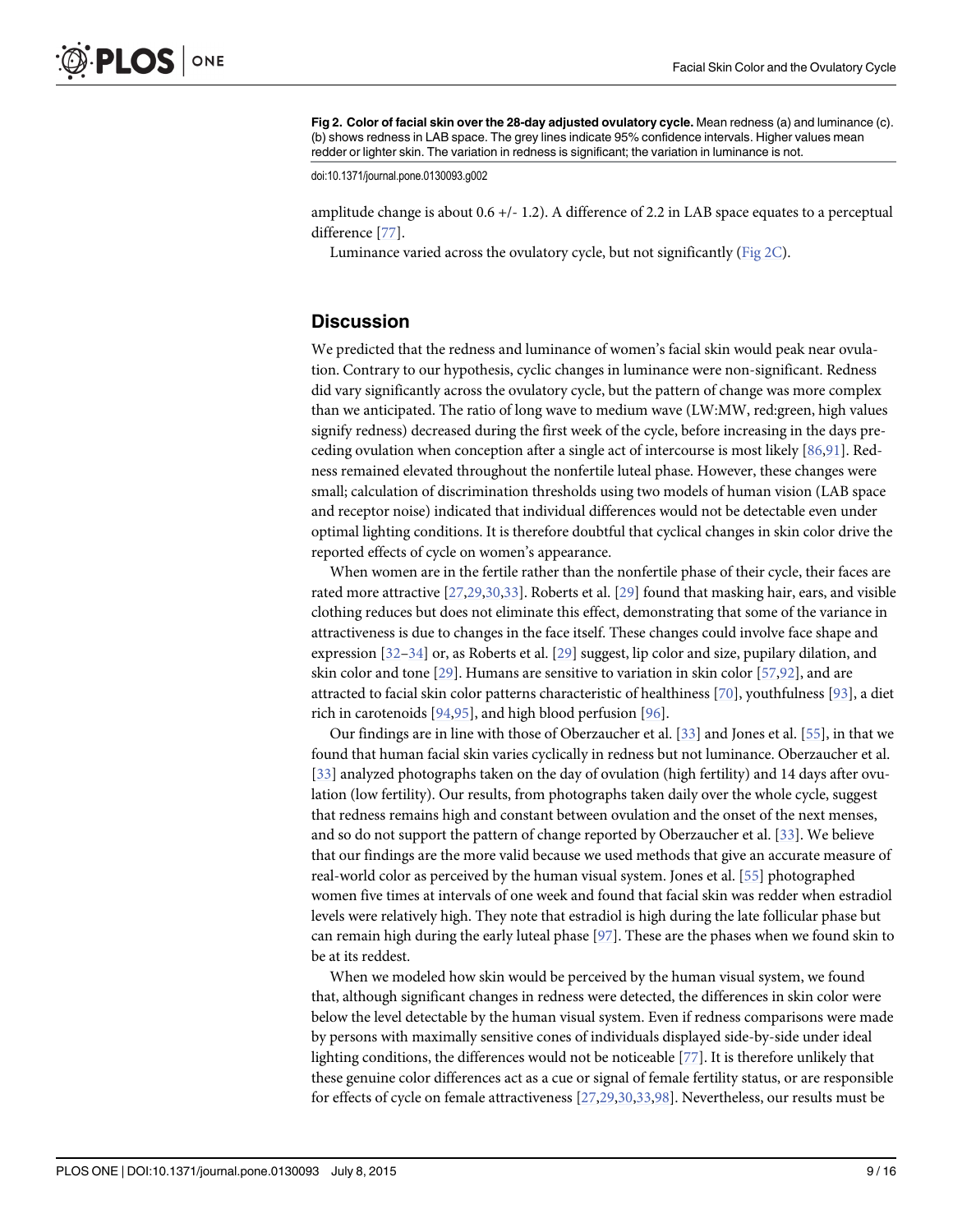**Fig 2. Color of facial skin over the 28-day adjusted ovulatory cycle.** Mean redness (a) and luminance (c). (b) shows redness in LAB space. The grey lines indicate 95% confidence intervals. Higher values mean redder or lighter skin. The variation in redness is significant; the variation in luminance is not.

doi:10.1371/journal.pone.0130093.g002

amplitude change is about 0.6 +/- 1.2). A difference of 2.2 in LAB space equates to a perceptual difference [77].

Luminance varied across the ovulatory cycle, but not significantly (Fig 2C).

## Discussion

We predicted that the redness and luminance of women's facial skin would peak near ovulation. Contrary to our hypothesis, cyclic changes in luminance were non-significant. Redness did vary significantly across the ovulatory cycle, but the pattern of change was more complex than we anticipated. The ratio of long wave to medium wave (LW:MW, red:green, high values signify redness) decreased during the first week of the cycle, before increasing in the days preceding ovulation when conception after a single act of intercourse is most likely [86,91]. Redness remained elevated throughout the nonfertile luteal phase. However, these changes were small; calculation of discrimination thresholds using two models of human vision (LAB space and receptor noise) indicated that individual differences would not be detectable even under optimal lighting conditions. It is therefore doubtful that cyclical changes in skin color drive the reported effects of cycle on women's appearance.

When women are in the fertile rather than the nonfertile phase of their cycle, their faces are rated more attractive [27,29,30,33]. Roberts et al. [29] found that masking hair, ears, and visible clothing reduces but does not eliminate this effect, demonstrating that some of the variance in attractiveness is due to changes in the face itself. These changes could involve face shape and expression [32–34] or, as Roberts et al. [29] suggest, lip color and size, pupilary dilation, and skin color and tone [29]. Humans are sensitive to variation in skin color [57,92], and are attracted to facial skin color patterns characteristic of healthiness [70], youthfulness [93], a diet rich in carotenoids [94,95], and high blood perfusion [96].

Our findings are in line with those of Oberzaucher et al. [33] and Jones et al. [55], in that we found that human facial skin varies cyclically in redness but not luminance. Oberzaucher et al. [33] analyzed photographs taken on the day of ovulation (high fertility) and 14 days after ovulation (low fertility). Our results, from photographs taken daily over the whole cycle, suggest that redness remains high and constant between ovulation and the onset of the next menses, and so do not support the pattern of change reported by Oberzaucher et al. [33]. We believe that our findings are the more valid because we used methods that give an accurate measure of real-world color as perceived by the human visual system. Jones et al. [55] photographed women five times at intervals of one week and found that facial skin was redder when estradiol levels were relatively high. They note that estradiol is high during the late follicular phase but can remain high during the early luteal phase [97]. These are the phases when we found skin to be at its reddest.

When we modeled how skin would be perceived by the human visual system, we found that, although significant changes in redness were detected, the differences in skin color were below the level detectable by the human visual system. Even if redness comparisons were made by persons with maximally sensitive cones of individuals displayed side-by-side under ideal lighting conditions, the differences would not be noticeable [77]. It is therefore unlikely that these genuine color differences act as a cue or signal of female fertility status, or are responsible for effects of cycle on female attractiveness [27,29,30,33,98]. Nevertheless, our results must be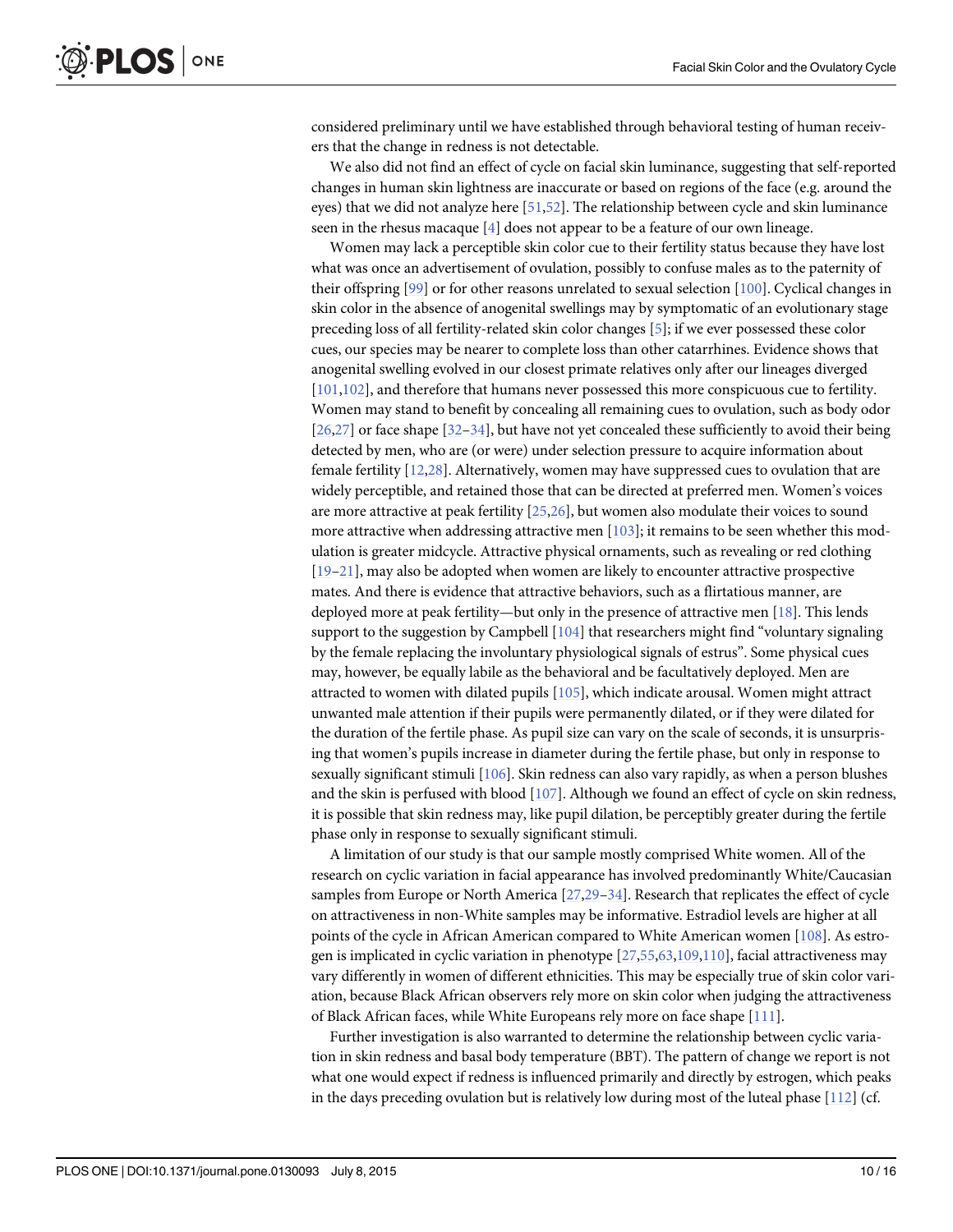considered preliminary until we have established through behavioral testing of human receivers that the change in redness is not detectable.

We also did not find an effect of cycle on facial skin luminance, suggesting that self-reported changes in human skin lightness are inaccurate or based on regions of the face (e.g. around the eyes) that we did not analyze here [51,52]. The relationship between cycle and skin luminance seen in the rhesus macaque [4] does not appear to be a feature of our own lineage.

Women may lack a perceptible skin color cue to their fertility status because they have lost what was once an advertisement of ovulation, possibly to confuse males as to the paternity of their offspring [99] or for other reasons unrelated to sexual selection [100]. Cyclical changes in skin color in the absence of anogenital swellings may by symptomatic of an evolutionary stage preceding loss of all fertility-related skin color changes [5]; if we ever possessed these color cues, our species may be nearer to complete loss than other catarrhines. Evidence shows that anogenital swelling evolved in our closest primate relatives only after our lineages diverged [101,102], and therefore that humans never possessed this more conspicuous cue to fertility. Women may stand to benefit by concealing all remaining cues to ovulation, such as body odor [26,27] or face shape [32–34], but have not yet concealed these sufficiently to avoid their being detected by men, who are (or were) under selection pressure to acquire information about female fertility [12,28]. Alternatively, women may have suppressed cues to ovulation that are widely perceptible, and retained those that can be directed at preferred men. Women's voices are more attractive at peak fertility [25,26], but women also modulate their voices to sound more attractive when addressing attractive men [103]; it remains to be seen whether this modulation is greater midcycle. Attractive physical ornaments, such as revealing or red clothing [19–21], may also be adopted when women are likely to encounter attractive prospective mates. And there is evidence that attractive behaviors, such as a flirtatious manner, are deployed more at peak fertility—but only in the presence of attractive men [18]. This lends support to the suggestion by Campbell [104] that researchers might find "voluntary signaling by the female replacing the involuntary physiological signals of estrus". Some physical cues may, however, be equally labile as the behavioral and be facultatively deployed. Men are attracted to women with dilated pupils [105], which indicate arousal. Women might attract unwanted male attention if their pupils were permanently dilated, or if they were dilated for the duration of the fertile phase. As pupil size can vary on the scale of seconds, it is unsurprising that women's pupils increase in diameter during the fertile phase, but only in response to sexually significant stimuli [106]. Skin redness can also vary rapidly, as when a person blushes and the skin is perfused with blood [107]. Although we found an effect of cycle on skin redness, it is possible that skin redness may, like pupil dilation, be perceptibly greater during the fertile phase only in response to sexually significant stimuli.

A limitation of our study is that our sample mostly comprised White women. All of the research on cyclic variation in facial appearance has involved predominantly White/Caucasian samples from Europe or North America [27,29–34]. Research that replicates the effect of cycle on attractiveness in non-White samples may be informative. Estradiol levels are higher at all points of the cycle in African American compared to White American women [108]. As estrogen is implicated in cyclic variation in phenotype [27,55,63,109,110], facial attractiveness may vary differently in women of different ethnicities. This may be especially true of skin color variation, because Black African observers rely more on skin color when judging the attractiveness of Black African faces, while White Europeans rely more on face shape [111].

Further investigation is also warranted to determine the relationship between cyclic variation in skin redness and basal body temperature (BBT). The pattern of change we report is not what one would expect if redness is influenced primarily and directly by estrogen, which peaks in the days preceding ovulation but is relatively low during most of the luteal phase [112] (cf.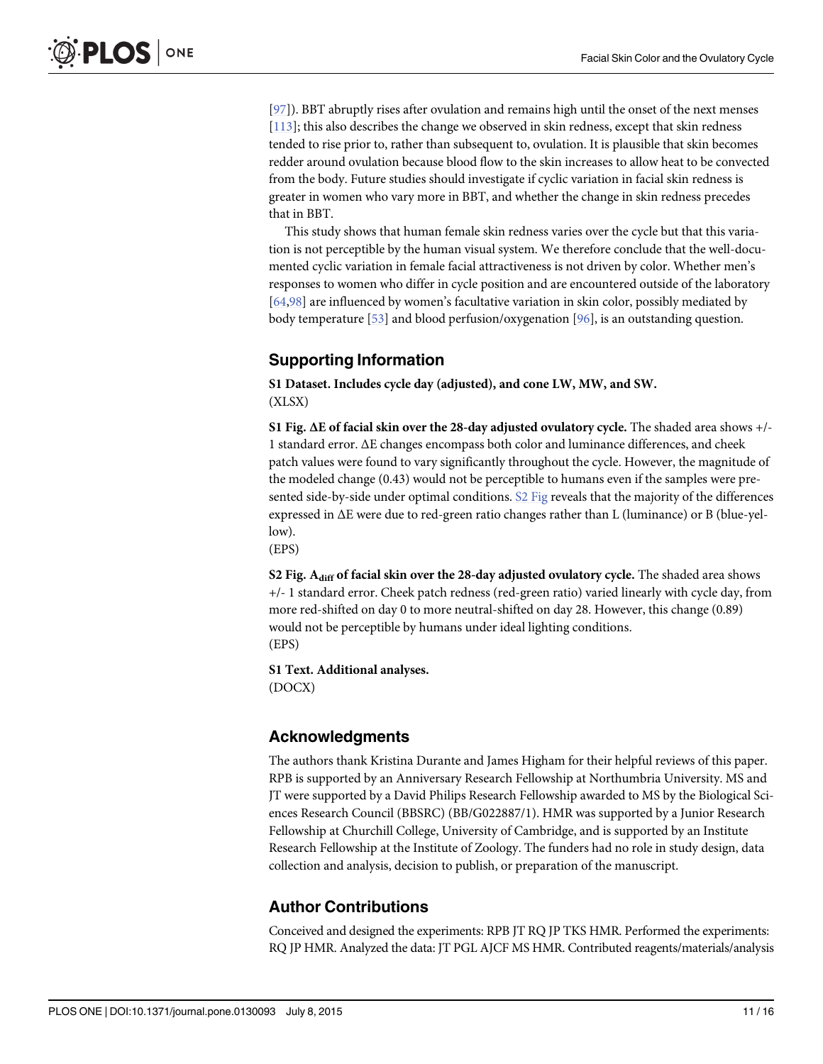[97]). BBT abruptly rises after ovulation and remains high until the onset of the next menses [113]; this also describes the change we observed in skin redness, except that skin redness tended to rise prior to, rather than subsequent to, ovulation. It is plausible that skin becomes redder around ovulation because blood flow to the skin increases to allow heat to be convected from the body. Future studies should investigate if cyclic variation in facial skin redness is greater in women who vary more in BBT, and whether the change in skin redness precedes that in BBT.

This study shows that human female skin redness varies over the cycle but that this variation is not perceptible by the human visual system. We therefore conclude that the well-documented cyclic variation in female facial attractiveness is not driven by color. Whether men's responses to women who differ in cycle position and are encountered outside of the laboratory [64,98] are influenced by women's facultative variation in skin color, possibly mediated by body temperature [53] and blood perfusion/oxygenation [96], is an outstanding question.

## Supporting Information

**S1 Dataset. Includes cycle day (adjusted), and cone LW, MW, and SW.**
(XLSX)

**S1 Fig. ΔE of facial skin over the 28-day adjusted ovulatory cycle.** The shaded area shows +/- 1 standard error. ΔE changes encompass both color and luminance differences, and cheek patch values were found to vary significantly throughout the cycle. However, the magnitude of the modeled change (0.43) would not be perceptible to humans even if the samples were presented side-by-side under optimal conditions. S2 Fig reveals that the majority of the differences expressed in ΔE were due to red-green ratio changes rather than L (luminance) or B (blue-yellow).
(EPS)

**S2 Fig. $A_{diff}$ of facial skin over the 28-day adjusted ovulatory cycle.** The shaded area shows +/- 1 standard error. Cheek patch redness (red-green ratio) varied linearly with cycle day, from more red-shifted on day 0 to more neutral-shifted on day 28. However, this change (0.89) would not be perceptible by humans under ideal lighting conditions.
(EPS)

**S1 Text. Additional analyses.**
(DOCX)

## Acknowledgments

The authors thank Kristina Durante and James Higham for their helpful reviews of this paper. RPB is supported by an Anniversary Research Fellowship at Northumbria University. MS and JT were supported by a David Philips Research Fellowship awarded to MS by the Biological Sciences Research Council (BBSRC) (BB/G022887/1). HMR was supported by a Junior Research Fellowship at Churchill College, University of Cambridge, and is supported by an Institute Research Fellowship at the Institute of Zoology. The funders had no role in study design, data collection and analysis, decision to publish, or preparation of the manuscript.

## Author Contributions

Conceived and designed the experiments: RPB JT RQ JP TKS HMR. Performed the experiments: RQ JP HMR. Analyzed the data: JT PGL AJCF MS HMR. Contributed reagents/materials/analysis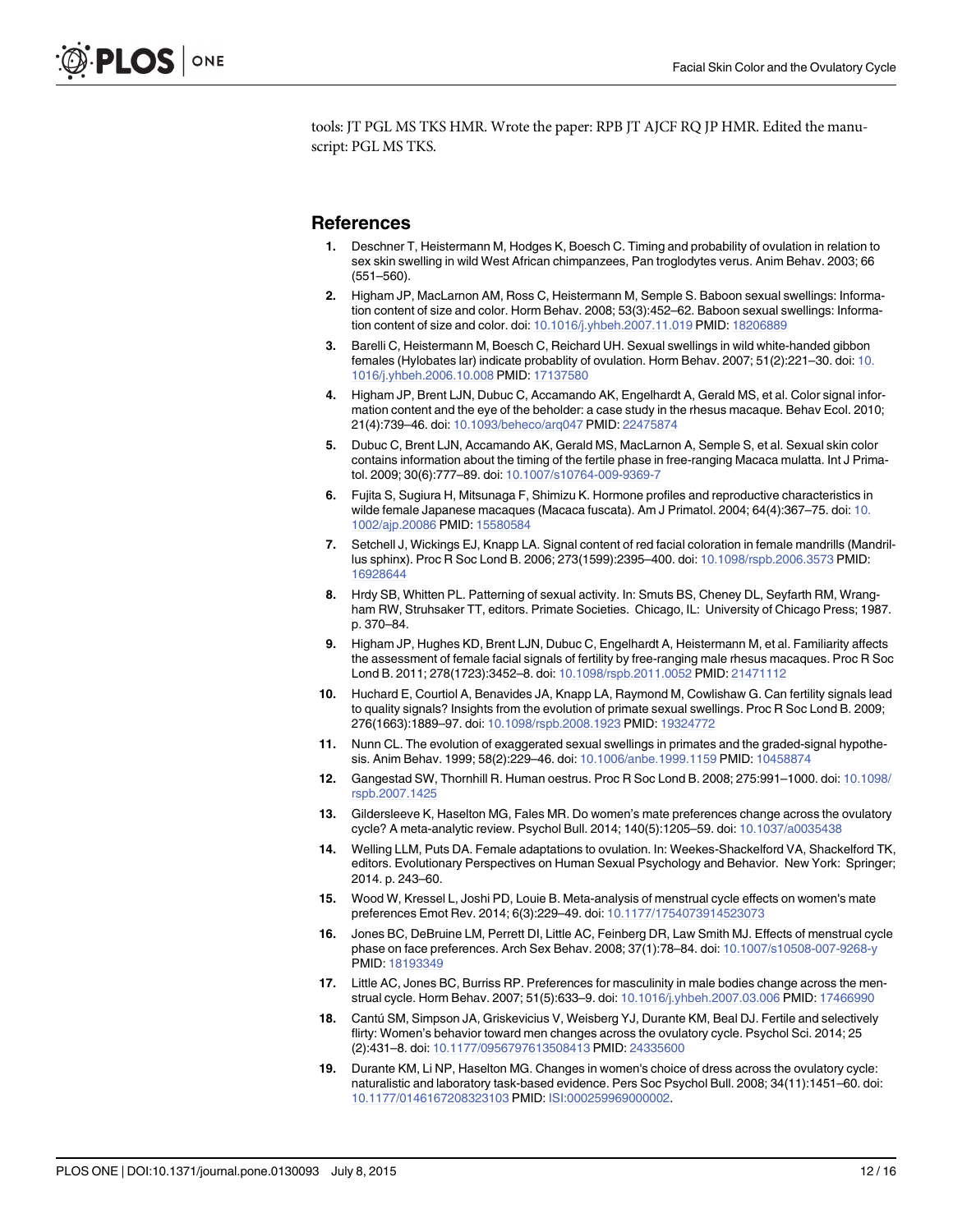tools: JT PGL MS TKS HMR. Wrote the paper: RPB JT AJCF RQ JP HMR. Edited the manuscript: PGL MS TKS.

## References

1. Deschner T, Heistermann M, Hodges K, Boesch C. Timing and probability of ovulation in relation to sex skin swelling in wild West African chimpanzees, Pan troglodytes verus. Anim Behav. 2003; 66 (551–560).
2. Higham JP, MacLarnon AM, Ross C, Heistermann M, Semple S. Baboon sexual swellings: Information content of size and color. Horm Behav. 2008; 53(3):452–62. Baboon sexual swellings: Information content of size and color. doi: 10.1016/j.yhbeh.2007.11.019 PMID: 18206889
3. Barelli C, Heistermann M, Boesch C, Reichard UH. Sexual swellings in wild white-handed gibbon females (Hylobates lar) indicate probablity of ovulation. Horm Behav. 2007; 51(2):221–30. doi: 10.1016/j.yhbeh.2006.10.008 PMID: 17137580
4. Higham JP, Brent LJN, Dubuc C, Accamando AK, Engelhardt A, Gerald MS, et al. Color signal information content and the eye of the beholder: a case study in the rhesus macaque. Behav Ecol. 2010; 21(4):739–46. doi: 10.1093/beheco/arq047 PMID: 22475874
5. Dubuc C, Brent LJN, Accamando AK, Gerald MS, MacLarnon A, Semple S, et al. Sexual skin color contains information about the timing of the fertile phase in free-ranging Macaca mulatta. Int J Primatol. 2009; 30(6):777–89. doi: 10.1007/s10764-009-9369-7
6. Fujita S, Sugiura H, Mitsunaga F, Shimizu K. Hormone profiles and reproductive characteristics in wilde female Japanese macaques (Macaca fuscata). Am J Primatol. 2004; 64(4):367–75. doi: 10.1002/ajp.20086 PMID: 15580584
7. Setchell J, Wickings EJ, Knapp LA. Signal content of red facial coloration in female mandrills (Mandrillus sphinx). Proc R Soc Lond B. 2006; 273(1599):2395–400. doi: 10.1098/rspb.2006.3573 PMID: 16928644
8. Hrdy SB, Whitten PL. Patterning of sexual activity. In: Smuts BS, Cheney DL, Seyfarth RM, Wrangham RW, Struhsaker TT, editors. Primate Societies. Chicago, IL: University of Chicago Press; 1987. p. 370–84.
9. Higham JP, Hughes KD, Brent LJN, Dubuc C, Engelhardt A, Heistermann M, et al. Familiarity affects the assessment of female facial signals of fertility by free-ranging male rhesus macaques. Proc R Soc Lond B. 2011; 278(1723):3452–8. doi: 10.1098/rspb.2011.0052 PMID: 21471112
10. Huchard E, Courtiol A, Benavides JA, Knapp LA, Raymond M, Cowlishaw G. Can fertility signals lead to quality signals? Insights from the evolution of primate sexual swellings. Proc R Soc Lond B. 2009; 276(1663):1889–97. doi: 10.1098/rspb.2008.1923 PMID: 19324772
11. Nunn CL. The evolution of exaggerated sexual swellings in primates and the graded-signal hypothesis. Anim Behav. 1999; 58(2):229–46. doi: 10.1006/anbe.1999.1159 PMID: 10458874
12. Gangestad SW, Thornhill R. Human oestrus. Proc R Soc Lond B. 2008; 275:991–1000. doi: 10.1098/rspb.2007.1425
13. Gildersleeve K, Haselton MG, Fales MR. Do women's mate preferences change across the ovulatory cycle? A meta-analytic review. Psychol Bull. 2014; 140(5):1205–59. doi: 10.1037/a0035438
14. Welling LLM, Puts DA. Female adaptations to ovulation. In: Weekes-Shackelford VA, Shackelford TK, editors. Evolutionary Perspectives on Human Sexual Psychology and Behavior. New York: Springer; 2014. p. 243–60.
15. Wood W, Kressel L, Joshi PD, Louie B. Meta-analysis of menstrual cycle effects on women's mate preferences Emot Rev. 2014; 6(3):229–49. doi: 10.1177/1754073914523073
16. Jones BC, DeBruine LM, Perrett DI, Little AC, Feinberg DR, Law Smith MJ. Effects of menstrual cycle phase on face preferences. Arch Sex Behav. 2008; 37(1):78–84. doi: 10.1007/s10508-007-9268-y PMID: 18193349
17. Little AC, Jones BC, Burriss RP. Preferences for masculinity in male bodies change across the menstrual cycle. Horm Behav. 2007; 51(5):633–9. doi: 10.1016/j.yhbeh.2007.03.006 PMID: 17466990
18. Cantú SM, Simpson JA, Griskevicius V, Weisberg YJ, Durante KM, Beal DJ. Fertile and selectively flirty: Women's behavior toward men changes across the ovulatory cycle. Psychol Sci. 2014; 25 (2):431–8. doi: 10.1177/0956797613508413 PMID: 24335600
19. Durante KM, Li NP, Haselton MG. Changes in women's choice of dress across the ovulatory cycle: naturalistic and laboratory task-based evidence. Pers Soc Psychol Bull. 2008; 34(11):1451–60. doi: 10.1177/0146167208323103 PMID: ISI:000259969000002.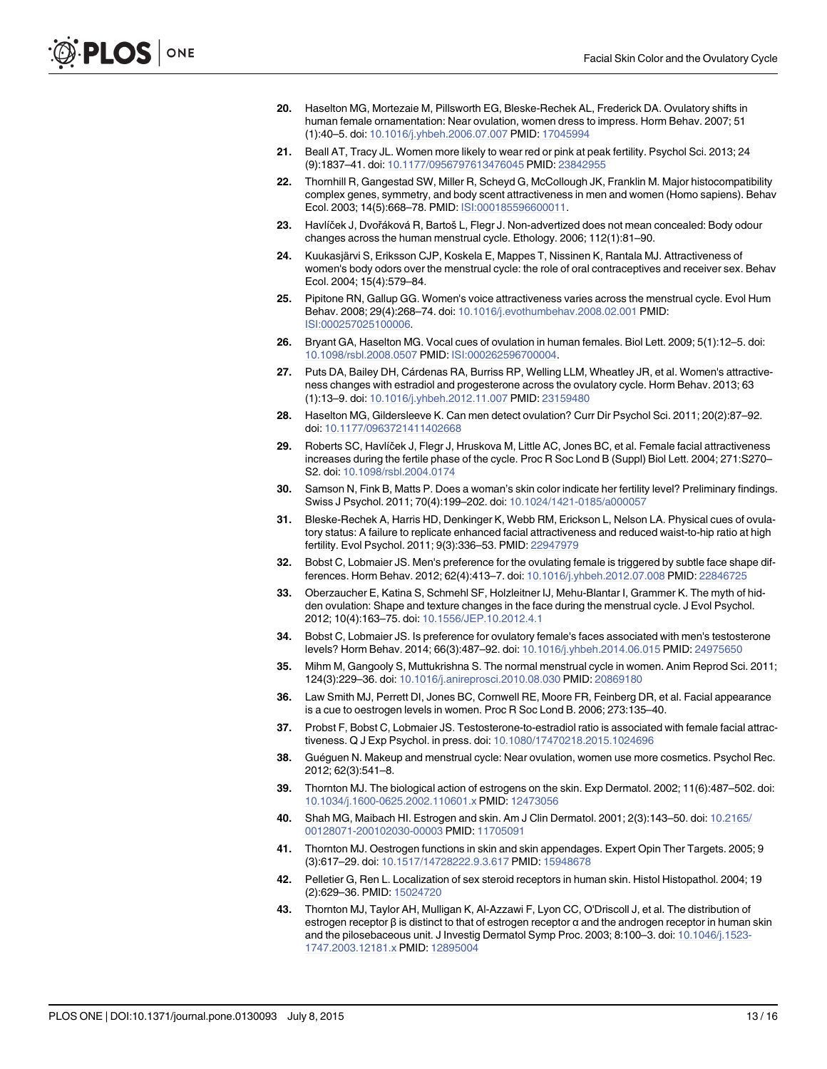20. Haselton MG, Mortezaie M, Pillsworth EG, Bleske-Rechek AL, Frederick DA. Ovulatory shifts in human female ornamentation: Near ovulation, women dress to impress. Horm Behav. 2007; 51 (1):40–5. doi: 10.1016/j.yhbeh.2006.07.007 PMID: 17045994

21. Beall AT, Tracy JL. Women more likely to wear red or pink at peak fertility. Psychol Sci. 2013; 24 (9):1837–41. doi: 10.1177/0956797613476045 PMID: 23842955

22. Thornhill R, Gangestad SW, Miller R, Scheyd G, McCollough JK, Franklin M. Major histocompatibility complex genes, symmetry, and body scent attractiveness in men and women (Homo sapiens). Behav Ecol. 2003; 14(5):668–78. PMID: ISI:000185596600011.

23. Havlíček J, Dvořáková R, Bartoš L, Flegr J. Non-advertized does not mean concealed: Body odour changes across the human menstrual cycle. Ethology. 2006; 112(1):81–90.

24. Kuukasjärvi S, Eriksson CJP, Koskela E, Mappes T, Nissinen K, Rantala MJ. Attractiveness of women's body odors over the menstrual cycle: the role of oral contraceptives and receiver sex. Behav Ecol. 2004; 15(4):579–84.

25. Pipitone RN, Gallup GG. Women's voice attractiveness varies across the menstrual cycle. Evol Hum Behav. 2008; 29(4):268–74. doi: 10.1016/j.evothumbehav.2008.02.001 PMID: ISI:000257025100006.

26. Bryant GA, Haselton MG. Vocal cues of ovulation in human females. Biol Lett. 2009; 5(1):12–5. doi: 10.1098/rsbl.2008.0507 PMID: ISI:000262596700004.

27. Puts DA, Bailey DH, Cárdenas RA, Burriss RP, Welling LLM, Wheatley JR, et al. Women's attractiveness changes with estradiol and progesterone across the ovulatory cycle. Horm Behav. 2013; 63 (1):13–9. doi: 10.1016/j.yhbeh.2012.11.007 PMID: 23159480

28. Haselton MG, Gildersleeve K. Can men detect ovulation? Curr Dir Psychol Sci. 2011; 20(2):87–92. doi: 10.1177/0963721411402668

29. Roberts SC, Havlíček J, Flegr J, Hruskova M, Little AC, Jones BC, et al. Female facial attractiveness increases during the fertile phase of the cycle. Proc R Soc Lond B (Suppl) Biol Lett. 2004; 271:S270–S2. doi: 10.1098/rsbl.2004.0174

30. Samson N, Fink B, Matts P. Does a woman's skin color indicate her fertility level? Preliminary findings. Swiss J Psychol. 2011; 70(4):199–202. doi: 10.1024/1421-0185/a000057

31. Bleske-Rechek A, Harris HD, Denkinger K, Webb RM, Erickson L, Nelson LA. Physical cues of ovulatory status: A failure to replicate enhanced facial attractiveness and reduced waist-to-hip ratio at high fertility. Evol Psychol. 2011; 9(3):336–53. PMID: 22947979

32. Bobst C, Lobmaier JS. Men's preference for the ovulating female is triggered by subtle face shape differences. Horm Behav. 2012; 62(4):413–7. doi: 10.1016/j.yhbeh.2012.07.008 PMID: 22846725

33. Oberzaucher E, Katina S, Schmehl SF, Holzleitner IJ, Mehu-Blantar I, Grammer K. The myth of hidden ovulation: Shape and texture changes in the face during the menstrual cycle. J Evol Psychol. 2012; 10(4):163–75. doi: 10.1556/JEP.10.2012.4.1

34. Bobst C, Lobmaier JS. Is preference for ovulatory female's faces associated with men's testosterone levels? Horm Behav. 2014; 66(3):487–92. doi: 10.1016/j.yhbeh.2014.06.015 PMID: 24975650

35. Mihm M, Gangooly S, Muttukrishna S. The normal menstrual cycle in women. Anim Reprod Sci. 2011; 124(3):229–36. doi: 10.1016/j.anireprosci.2010.08.030 PMID: 20869180

36. Law Smith MJ, Perrett DI, Jones BC, Cornwell RE, Moore FR, Feinberg DR, et al. Facial appearance is a cue to oestrogen levels in women. Proc R Soc Lond B. 2006; 273:135–40.

37. Probst F, Bobst C, Lobmaier JS. Testosterone-to-estradiol ratio is associated with female facial attractiveness. Q J Exp Psychol. in press. doi: 10.1080/17470218.2015.1024696

38. Guéguen N. Makeup and menstrual cycle: Near ovulation, women use more cosmetics. Psychol Rec. 2012; 62(3):541–8.

39. Thornton MJ. The biological action of estrogens on the skin. Exp Dermatol. 2002; 11(6):487–502. doi: 10.1034/j.1600-0625.2002.110601.x PMID: 12473056

40. Shah MG, Maibach HI. Estrogen and skin. Am J Clin Dermatol. 2001; 2(3):143–50. doi: 10.2165/00128071-200102030-00003 PMID: 11705091

41. Thornton MJ. Oestrogen functions in skin and skin appendages. Expert Opin Ther Targets. 2005; 9 (3):617–29. doi: 10.1517/14728222.9.3.617 PMID: 15948678

42. Pelletier G, Ren L. Localization of sex steroid receptors in human skin. Histol Histopathol. 2004; 19 (2):629–36. PMID: 15024720

43. Thornton MJ, Taylor AH, Mulligan K, Al-Azzawi F, Lyon CC, O'Driscoll J, et al. The distribution of estrogen receptor β is distinct to that of estrogen receptor α and the androgen receptor in human skin and the pilosebaceous unit. J Investig Dermatol Symp Proc. 2003; 8:100–3. doi: 10.1046/j.1523-1747.2003.12181.x PMID: 12895004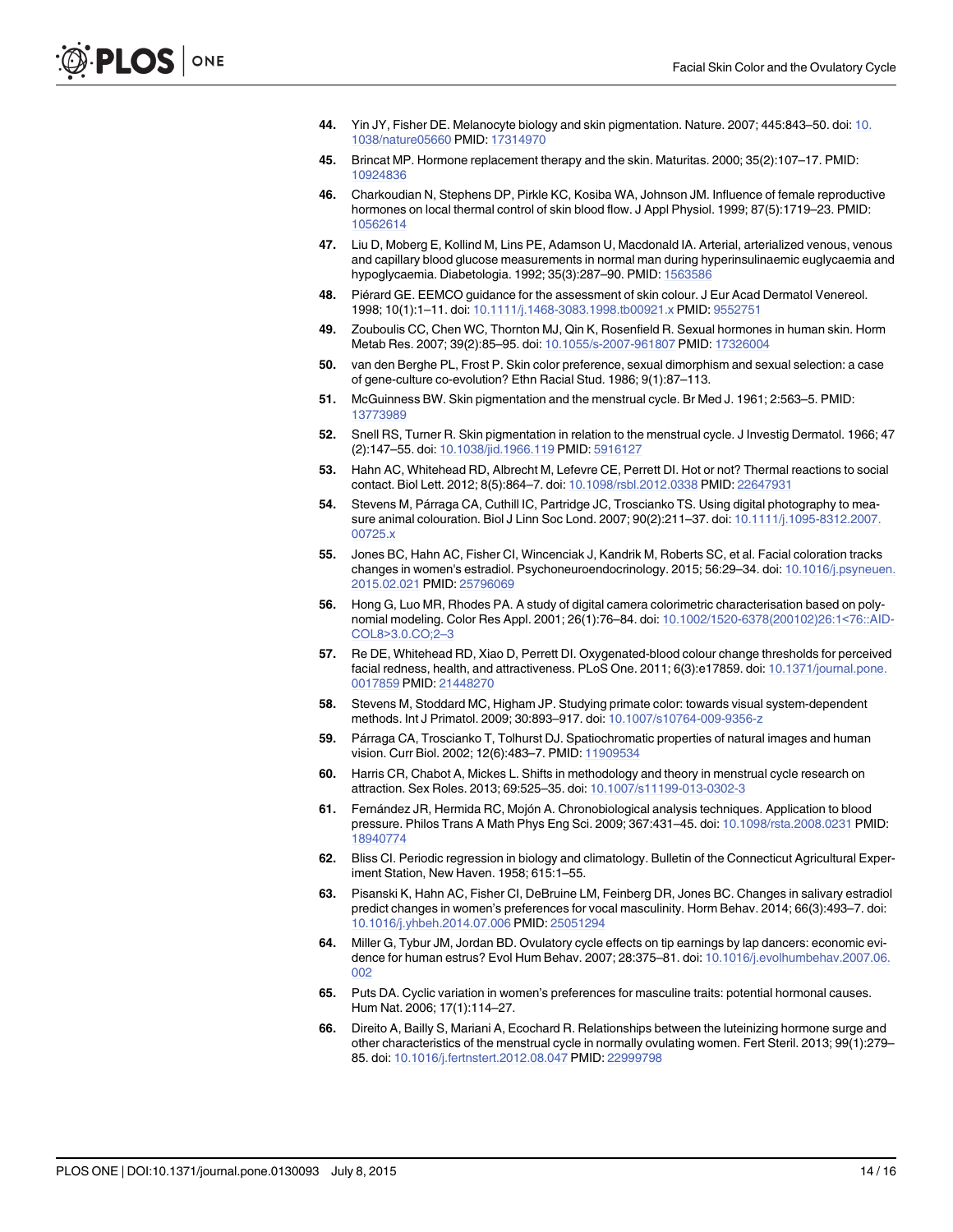44. Yin JY, Fisher DE. Melanocyte biology and skin pigmentation. Nature. 2007; 445:843–50. doi: 10.1038/nature05660 PMID: 17314970
45. Brincat MP. Hormone replacement therapy and the skin. Maturitas. 2000; 35(2):107–17. PMID: 10924836
46. Charkoudian N, Stephens DP, Pirkle KC, Kosiba WA, Johnson JM. Influence of female reproductive hormones on local thermal control of skin blood flow. J Appl Physiol. 1999; 87(5):1719–23. PMID: 10562614
47. Liu D, Moberg E, Kollind M, Lins PE, Adamson U, Macdonald IA. Arterial, arterialized venous, venous and capillary blood glucose measurements in normal man during hyperinsulinaemic euglycaemia and hypoglycaemia. Diabetologia. 1992; 35(3):287–90. PMID: 1563586
48. Piérard GE. EEMCO guidance for the assessment of skin colour. J Eur Acad Dermatol Venereol. 1998; 10(1):1–11. doi: 10.1111/j.1468-3083.1998.tb00921.x PMID: 9552751
49. Zouboulis CC, Chen WC, Thornton MJ, Qin K, Rosenfield R. Sexual hormones in human skin. Horm Metab Res. 2007; 39(2):85–95. doi: 10.1055/s-2007-961807 PMID: 17326004
50. van den Berghe PL, Frost P. Skin color preference, sexual dimorphism and sexual selection: a case of gene-culture co-evolution? Ethn Racial Stud. 1986; 9(1):87–113.
51. McGuinness BW. Skin pigmentation and the menstrual cycle. Br Med J. 1961; 2:563–5. PMID: 13773989
52. Snell RS, Turner R. Skin pigmentation in relation to the menstrual cycle. J Investig Dermatol. 1966; 47 (2):147–55. doi: 10.1038/jid.1966.119 PMID: 5916127
53. Hahn AC, Whitehead RD, Albrecht M, Lefevre CE, Perrett DI. Hot or not? Thermal reactions to social contact. Biol Lett. 2012; 8(5):864–7. doi: 10.1098/rsbl.2012.0338 PMID: 22647931
54. Stevens M, Párraga CA, Cuthill IC, Partridge JC, Troscianko TS. Using digital photography to measure animal colouration. Biol J Linn Soc Lond. 2007; 90(2):211–37. doi: 10.1111/j.1095-8312.2007.00725.x
55. Jones BC, Hahn AC, Fisher CI, Wincenciak J, Kandrik M, Roberts SC, et al. Facial coloration tracks changes in women's estradiol. Psychoneuroendocrinology. 2015; 56:29–34. doi: 10.1016/j.psyneuen.2015.02.021 PMID: 25796069
56. Hong G, Luo MR, Rhodes PA. A study of digital camera colorimetric characterisation based on polynomial modeling. Color Res Appl. 2001; 26(1):76–84. doi: 10.1002/1520-6378(200102)26:1<76::AID-COL8>3.0.CO;2–3
57. Re DE, Whitehead RD, Xiao D, Perrett DI. Oxygenated-blood colour change thresholds for perceived facial redness, health, and attractiveness. PLoS One. 2011; 6(3):e17859. doi: 10.1371/journal.pone.0017859 PMID: 21448270
58. Stevens M, Stoddard MC, Higham JP. Studying primate color: towards visual system-dependent methods. Int J Primatol. 2009; 30:893–917. doi: 10.1007/s10764-009-9356-z
59. Párraga CA, Troscianko T, Tolhurst DJ. Spatiochromatic properties of natural images and human vision. Curr Biol. 2002; 12(6):483–7. PMID: 11909534
60. Harris CR, Chabot A, Mickes L. Shifts in methodology and theory in menstrual cycle research on attraction. Sex Roles. 2013; 69:525–35. doi: 10.1007/s11199-013-0302-3
61. Fernández JR, Hermida RC, Mojón A. Chronobiological analysis techniques. Application to blood pressure. Philos Trans A Math Phys Eng Sci. 2009; 367:431–45. doi: 10.1098/rsta.2008.0231 PMID: 18940774
62. Bliss CI. Periodic regression in biology and climatology. Bulletin of the Connecticut Agricultural Experiment Station, New Haven. 1958; 615:1–55.
63. Pisanski K, Hahn AC, Fisher CI, DeBruine LM, Feinberg DR, Jones BC. Changes in salivary estradiol predict changes in women's preferences for vocal masculinity. Horm Behav. 2014; 66(3):493–7. doi: 10.1016/j.yhbeh.2014.07.006 PMID: 25051294
64. Miller G, Tybur JM, Jordan BD. Ovulatory cycle effects on tip earnings by lap dancers: economic evidence for human estrus? Evol Hum Behav. 2007; 28:375–81. doi: 10.1016/j.evolhumbehav.2007.06.002
65. Puts DA. Cyclic variation in women's preferences for masculine traits: potential hormonal causes. Hum Nat. 2006; 17(1):114–27.
66. Direito A, Bailly S, Mariani A, Ecochard R. Relationships between the luteinizing hormone surge and other characteristics of the menstrual cycle in normally ovulating women. Fert Steril. 2013; 99(1):279–85. doi: 10.1016/j.fertnstert.2012.08.047 PMID: 22999798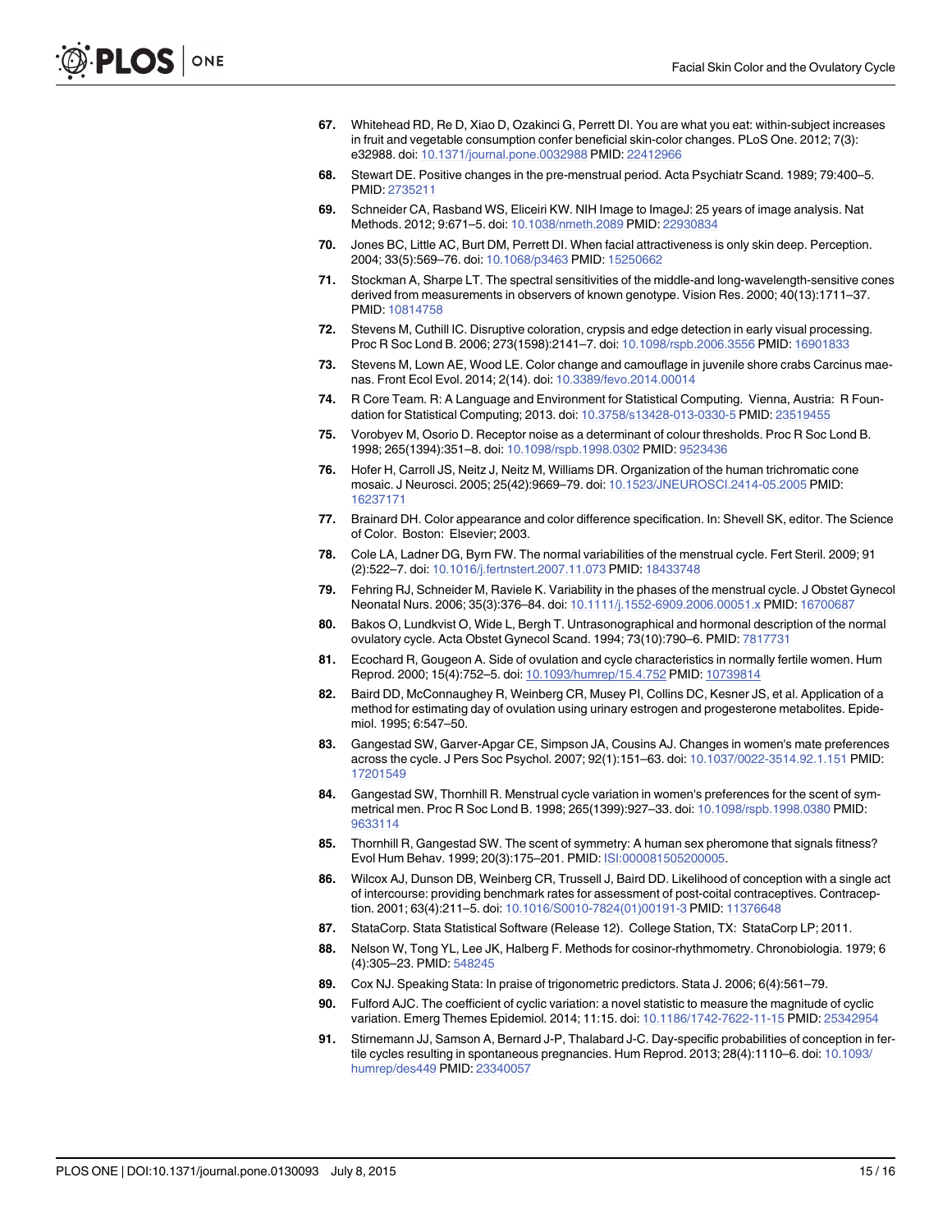67. Whitehead RD, Re D, Xiao D, Ozakinci G, Perrett DI. You are what you eat: within-subject increases in fruit and vegetable consumption confer beneficial skin-color changes. PLoS One. 2012; 7(3): e32988. doi: 10.1371/journal.pone.0032988 PMID: 22412966

68. Stewart DE. Positive changes in the pre-menstrual period. Acta Psychiatr Scand. 1989; 79:400–5. PMID: 2735211

69. Schneider CA, Rasband WS, Eliceiri KW. NIH Image to ImageJ: 25 years of image analysis. Nat Methods. 2012; 9:671–5. doi: 10.1038/nmeth.2089 PMID: 22930834

70. Jones BC, Little AC, Burt DM, Perrett DI. When facial attractiveness is only skin deep. Perception. 2004; 33(5):569–76. doi: 10.1068/p3463 PMID: 15250662

71. Stockman A, Sharpe LT. The spectral sensitivities of the middle-and long-wavelength-sensitive cones derived from measurements in observers of known genotype. Vision Res. 2000; 40(13):1711–37. PMID: 10814758

72. Stevens M, Cuthill IC. Disruptive coloration, crypsis and edge detection in early visual processing. Proc R Soc Lond B. 2006; 273(1598):2141–7. doi: 10.1098/rspb.2006.3556 PMID: 16901833

73. Stevens M, Lown AE, Wood LE. Color change and camouflage in juvenile shore crabs Carcinus maenas. Front Ecol Evol. 2014; 2(14). doi: 10.3389/fevo.2014.00014

74. R Core Team. R: A Language and Environment for Statistical Computing. Vienna, Austria: R Foundation for Statistical Computing; 2013. doi: 10.3758/s13428-013-0330-5 PMID: 23519455

75. Vorobyev M, Osorio D. Receptor noise as a determinant of colour thresholds. Proc R Soc Lond B. 1998; 265(1394):351–8. doi: 10.1098/rspb.1998.0302 PMID: 9523436

76. Hofer H, Carroll JS, Neitz J, Neitz M, Williams DR. Organization of the human trichromatic cone mosaic. J Neurosci. 2005; 25(42):9669–79. doi: 10.1523/JNEUROSCI.2414-05.2005 PMID: 16237171

77. Brainard DH. Color appearance and color difference specification. In: Shevell SK, editor. The Science of Color. Boston: Elsevier; 2003.

78. Cole LA, Ladner DG, Byrn FW. The normal variabilities of the menstrual cycle. Fert Steril. 2009; 91 (2):522–7. doi: 10.1016/j.fertnstert.2007.11.073 PMID: 18433748

79. Fehring RJ, Schneider M, Raviele K. Variability in the phases of the menstrual cycle. J Obstet Gynecol Neonatal Nurs. 2006; 35(3):376–84. doi: 10.1111/j.1552-6909.2006.00051.x PMID: 16700687

80. Bakos O, Lundkvist O, Wide L, Bergh T. Untrasonographical and hormonal description of the normal ovulatory cycle. Acta Obstet Gynecol Scand. 1994; 73(10):790–6. PMID: 7817731

81. Ecochard R, Gougeon A. Side of ovulation and cycle characteristics in normally fertile women. Hum Reprod. 2000; 15(4):752–5. doi: 10.1093/humrep/15.4.752 PMID: 10739814

82. Baird DD, McConnaughey R, Weinberg CR, Musey PI, Collins DC, Kesner JS, et al. Application of a method for estimating day of ovulation using urinary estrogen and progesterone metabolites. Epidemiol. 1995; 6:547–50.

83. Gangestad SW, Garver-Apgar CE, Simpson JA, Cousins AJ. Changes in women's mate preferences across the cycle. J Pers Soc Psychol. 2007; 92(1):151–63. doi: 10.1037/0022-3514.92.1.151 PMID: 17201549

84. Gangestad SW, Thornhill R. Menstrual cycle variation in women's preferences for the scent of symmetrical men. Proc R Soc Lond B. 1998; 265(1399):927–33. doi: 10.1098/rspb.1998.0380 PMID: 9633114

85. Thornhill R, Gangestad SW. The scent of symmetry: A human sex pheromone that signals fitness? Evol Hum Behav. 1999; 20(3):175–201. PMID: ISI:000081505200005.

86. Wilcox AJ, Dunson DB, Weinberg CR, Trussell J, Baird DD. Likelihood of conception with a single act of intercourse: providing benchmark rates for assessment of post-coital contraceptives. Contraception. 2001; 63(4):211–5. doi: 10.1016/S0010-7824(01)00191-3 PMID: 11376648

87. StataCorp. Stata Statistical Software (Release 12). College Station, TX: StataCorp LP; 2011.

88. Nelson W, Tong YL, Lee JK, Halberg F. Methods for cosinor-rhythmometry. Chronobiologia. 1979; 6 (4):305–23. PMID: 548245

89. Cox NJ. Speaking Stata: In praise of trigonometric predictors. Stata J. 2006; 6(4):561–79.

90. Fulford AJC. The coefficient of cyclic variation: a novel statistic to measure the magnitude of cyclic variation. Emerg Themes Epidemiol. 2014; 11:15. doi: 10.1186/1742-7622-11-15 PMID: 25342954

91. Stirnemann JJ, Samson A, Bernard J-P, Thalabard J-C. Day-specific probabilities of conception in fertile cycles resulting in spontaneous pregnancies. Hum Reprod. 2013; 28(4):1110–6. doi: 10.1093/humrep/des449 PMID: 23340057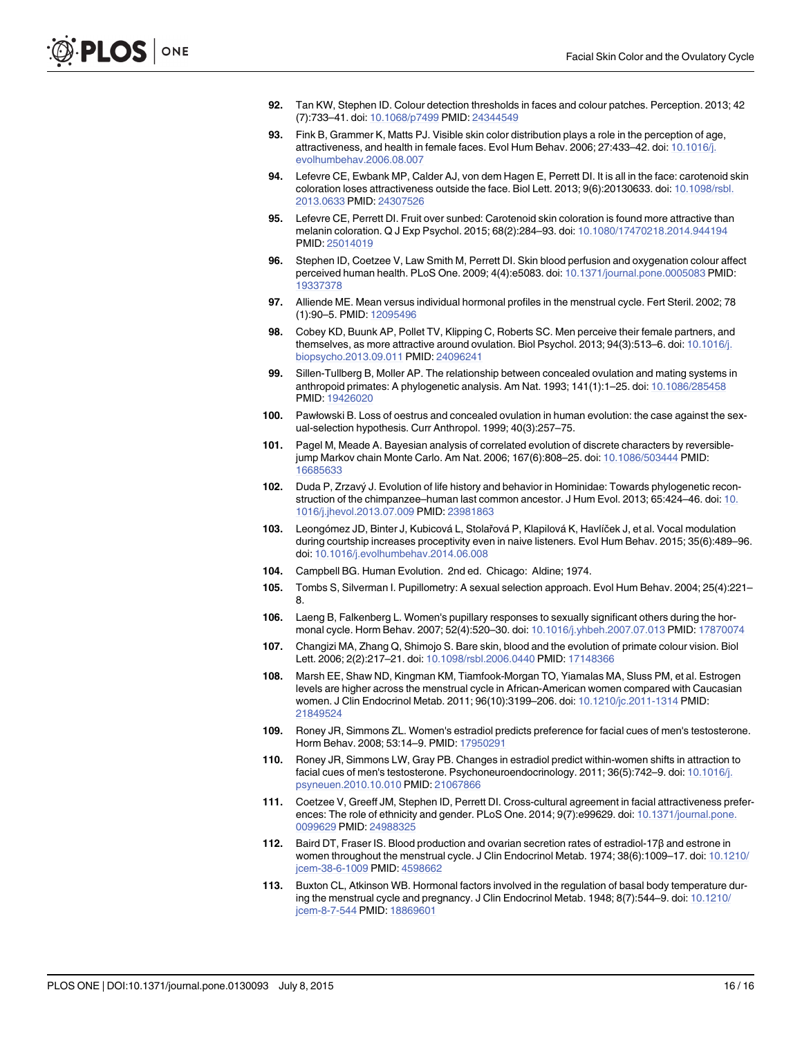92. Tan KW, Stephen ID. Colour detection thresholds in faces and colour patches. Perception. 2013; 42 (7):733–41. doi: 10.1068/p7499 PMID: 24344549

93. Fink B, Grammer K, Matts PJ. Visible skin color distribution plays a role in the perception of age, attractiveness, and health in female faces. Evol Hum Behav. 2006; 27:433–42. doi: 10.1016/j.evolhumbehav.2006.08.007

94. Lefevre CE, Ewbank MP, Calder AJ, von dem Hagen E, Perrett DI. It is all in the face: carotenoid skin coloration loses attractiveness outside the face. Biol Lett. 2013; 9(6):20130633. doi: 10.1098/rsbl.2013.0633 PMID: 24307526

95. Lefevre CE, Perrett DI. Fruit over sunbed: Carotenoid skin coloration is found more attractive than melanin coloration. Q J Exp Psychol. 2015; 68(2):284–93. doi: 10.1080/17470218.2014.944194 PMID: 25014019

96. Stephen ID, Coetzee V, Law Smith M, Perrett DI. Skin blood perfusion and oxygenation colour affect perceived human health. PLoS One. 2009; 4(4):e5083. doi: 10.1371/journal.pone.0005083 PMID: 19337378

97. Alliende ME. Mean versus individual hormonal profiles in the menstrual cycle. Fert Steril. 2002; 78 (1):90–5. PMID: 12095496

98. Cobey KD, Buunk AP, Pollet TV, Klipping C, Roberts SC. Men perceive their female partners, and themselves, as more attractive around ovulation. Biol Psychol. 2013; 94(3):513–6. doi: 10.1016/j.biopsycho.2013.09.011 PMID: 24096241

99. Sillen-Tullberg B, Moller AP. The relationship between concealed ovulation and mating systems in anthropoid primates: A phylogenetic analysis. Am Nat. 1993; 141(1):1–25. doi: 10.1086/285458 PMID: 19426020

100. Pawłowski B. Loss of oestrus and concealed ovulation in human evolution: the case against the sexual-selection hypothesis. Curr Anthropol. 1999; 40(3):257–75.

101. Pagel M, Meade A. Bayesian analysis of correlated evolution of discrete characters by reversible-jump Markov chain Monte Carlo. Am Nat. 2006; 167(6):808–25. doi: 10.1086/503444 PMID: 16685633

102. Duda P, Zrzavý J. Evolution of life history and behavior in Hominidae: Towards phylogenetic reconstruction of the chimpanzee–human last common ancestor. J Hum Evol. 2013; 65:424–46. doi: 10.1016/j.jhevol.2013.07.009 PMID: 23981863

103. Leongómez JD, Binter J, Kubicová L, Stolařová P, Klapilová K, Havlíček J, et al. Vocal modulation during courtship increases proceptivity even in naive listeners. Evol Hum Behav. 2015; 35(6):489–96. doi: 10.1016/j.evolhumbehav.2014.06.008

104. Campbell BG. Human Evolution. 2nd ed. Chicago: Aldine; 1974.

105. Tombs S, Silverman I. Pupillometry: A sexual selection approach. Evol Hum Behav. 2004; 25(4):221–8.

106. Laeng B, Falkenberg L. Women's pupillary responses to sexually significant others during the hormonal cycle. Horm Behav. 2007; 52(4):520–30. doi: 10.1016/j.yhbeh.2007.07.013 PMID: 17870074

107. Changizi MA, Zhang Q, Shimojo S. Bare skin, blood and the evolution of primate colour vision. Biol Lett. 2006; 2(2):217–21. doi: 10.1098/rsbl.2006.0440 PMID: 17148366

108. Marsh EE, Shaw ND, Kingman KM, Tiamfook-Morgan TO, Yiamalas MA, Sluss PM, et al. Estrogen levels are higher across the menstrual cycle in African-American women compared with Caucasian women. J Clin Endocrinol Metab. 2011; 96(10):3199–206. doi: 10.1210/jc.2011-1314 PMID: 21849524

109. Roney JR, Simmons ZL. Women's estradiol predicts preference for facial cues of men's testosterone. Horm Behav. 2008; 53:14–9. PMID: 17950291

110. Roney JR, Simmons LW, Gray PB. Changes in estradiol predict within-women shifts in attraction to facial cues of men's testosterone. Psychoneuroendocrinology. 2011; 36(5):742–9. doi: 10.1016/j.psyneuen.2010.10.010 PMID: 21067866

111. Coetzee V, Greeff JM, Stephen ID, Perrett DI. Cross-cultural agreement in facial attractiveness preferences: The role of ethnicity and gender. PLoS One. 2014; 9(7):e99629. doi: 10.1371/journal.pone.0099629 PMID: 24988325

112. Baird DT, Fraser IS. Blood production and ovarian secretion rates of estradiol-17β and estrone in women throughout the menstrual cycle. J Clin Endocrinol Metab. 1974; 38(6):1009–17. doi: 10.1210/jcem-38-6-1009 PMID: 4598662

113. Buxton CL, Atkinson WB. Hormonal factors involved in the regulation of basal body temperature during the menstrual cycle and pregnancy. J Clin Endocrinol Metab. 1948; 8(7):544–9. doi: 10.1210/jcem-8-7-544 PMID: 18869601